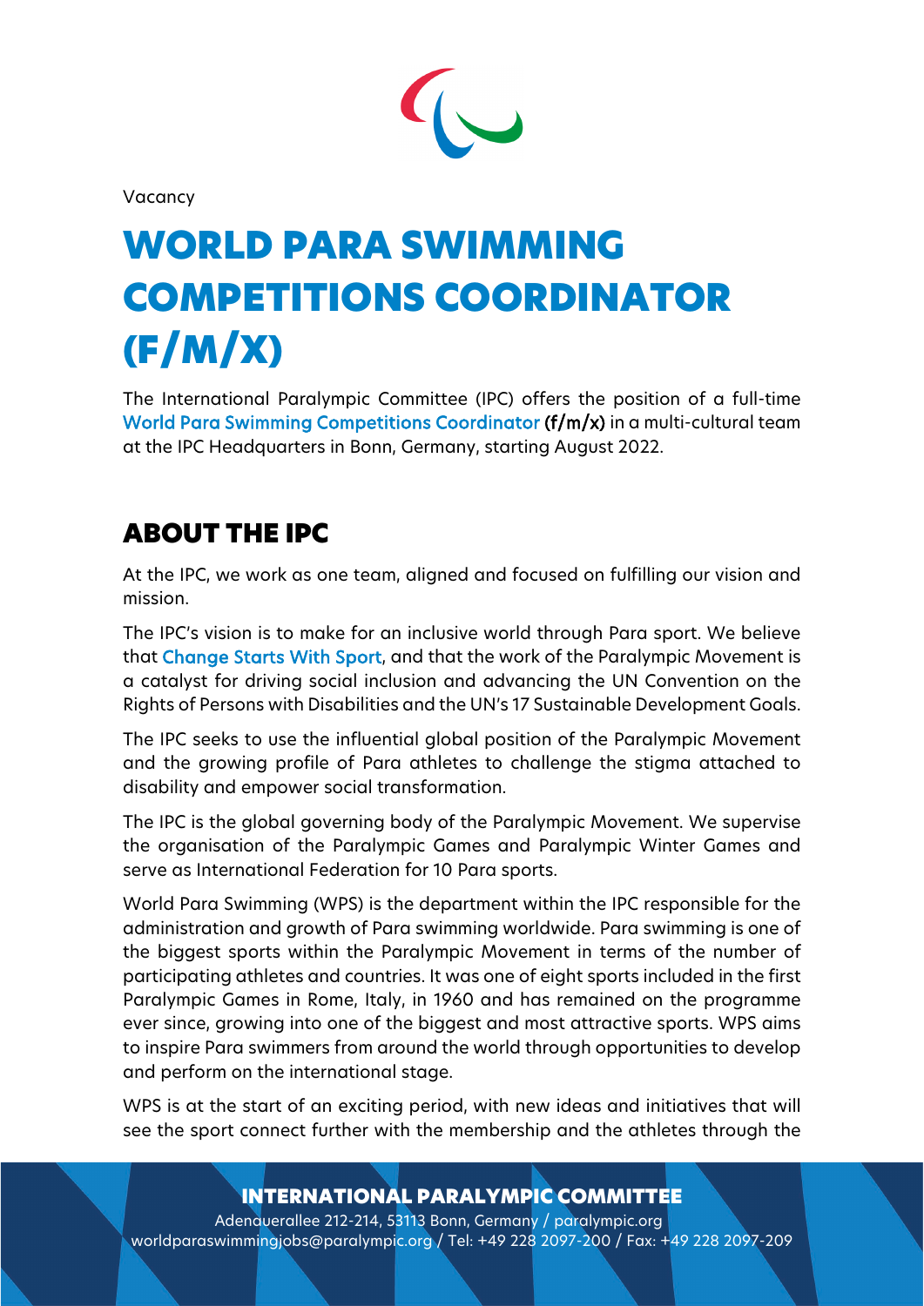Vacancy

# WORLD PARA SWIMMING COMPETITIONS COORDINATOR (F/M/X)

The International Paralympic Committee (IPC) offers the position of a full-time World Para Swimming Competitions Coordinator **(f/m/x)** in a multi-cultural team at the IPC Headquarters in Bonn, Germany, starting August 2022.

## ABOUT THE IPC

At the IPC, we work as one team, aligned and focused on fulfilling our vision and mission.

The IPC's vision is to make for an inclusive world through Para sport. We believe that Change Starts With Sport, and that the work of the Paralympic Movement is a catalyst for driving social inclusion and advancing the UN Convention on the Rights of Persons with Disabilities and the UN's 17 Sustainable Development Goals.

The IPC seeks to use the influential global position of the Paralympic Movement and the growing profile of Para athletes to challenge the stigma attached to disability and empower social transformation.

The IPC is the global governing body of the Paralympic Movement. We supervise the organisation of the Paralympic Games and Paralympic Winter Games and serve as International Federation for 10 Para sports.

World Para Swimming (WPS) is the department within the IPC responsible for the administration and growth of Para swimming worldwide. Para swimming is one of the biggest sports within the Paralympic Movement in terms of the number of participating athletes and countries. It was one of eight sports included in the first Paralympic Games in Rome, Italy, in 1960 and has remained on the programme ever since, growing into one of the biggest and most attractive sports. WPS aims to inspire Para swimmers from around the world through opportunities to develop and perform on the international stage.

WPS is at the start of an exciting period, with new ideas and initiatives that will see the sport connect further with the membership and the athletes through the

**INTERNATIONAL PARALYMPIC COMMITTEE**
Adenauerallee 212-214, 53113 Bonn, Germany / paralympic.org
worldparaswimmingjobs@paralympic.org / Tel: +49 228 2097-200 / Fax: +49 228 2097-209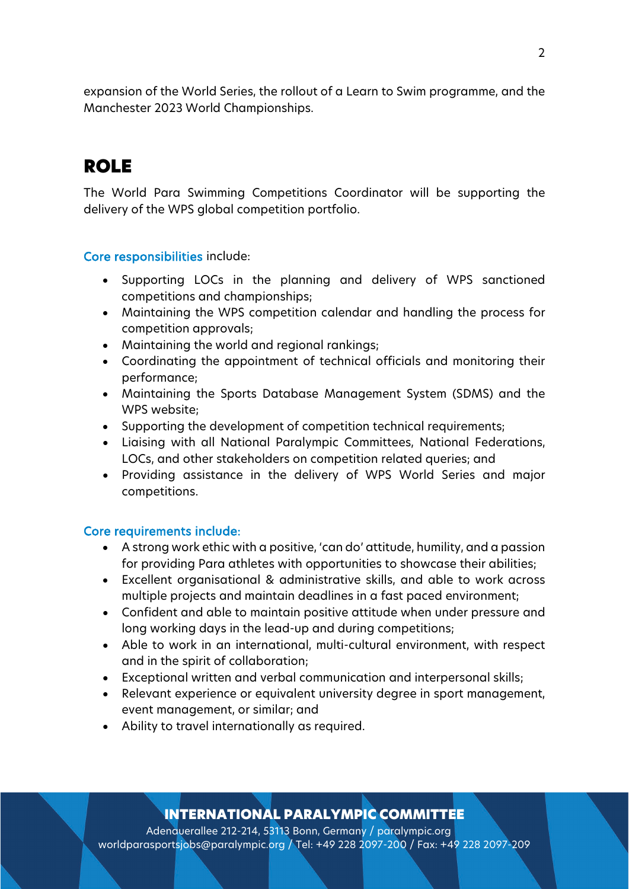expansion of the World Series, the rollout of a Learn to Swim programme, and the Manchester 2023 World Championships.

## ROLE

The World Para Swimming Competitions Coordinator will be supporting the delivery of the WPS global competition portfolio.

### Core responsibilities include:

- Supporting LOCs in the planning and delivery of WPS sanctioned competitions and championships;
- Maintaining the WPS competition calendar and handling the process for competition approvals;
- Maintaining the world and regional rankings;
- Coordinating the appointment of technical officials and monitoring their performance;
- Maintaining the Sports Database Management System (SDMS) and the WPS website;
- Supporting the development of competition technical requirements;
- Liaising with all National Paralympic Committees, National Federations, LOCs, and other stakeholders on competition related queries; and
- Providing assistance in the delivery of WPS World Series and major competitions.

### Core requirements include:

- A strong work ethic with a positive, 'can do' attitude, humility, and a passion for providing Para athletes with opportunities to showcase their abilities;
- Excellent organisational & administrative skills, and able to work across multiple projects and maintain deadlines in a fast paced environment;
- Confident and able to maintain positive attitude when under pressure and long working days in the lead-up and during competitions;
- Able to work in an international, multi-cultural environment, with respect and in the spirit of collaboration;
- Exceptional written and verbal communication and interpersonal skills;
- Relevant experience or equivalent university degree in sport management, event management, or similar; and
- Ability to travel internationally as required.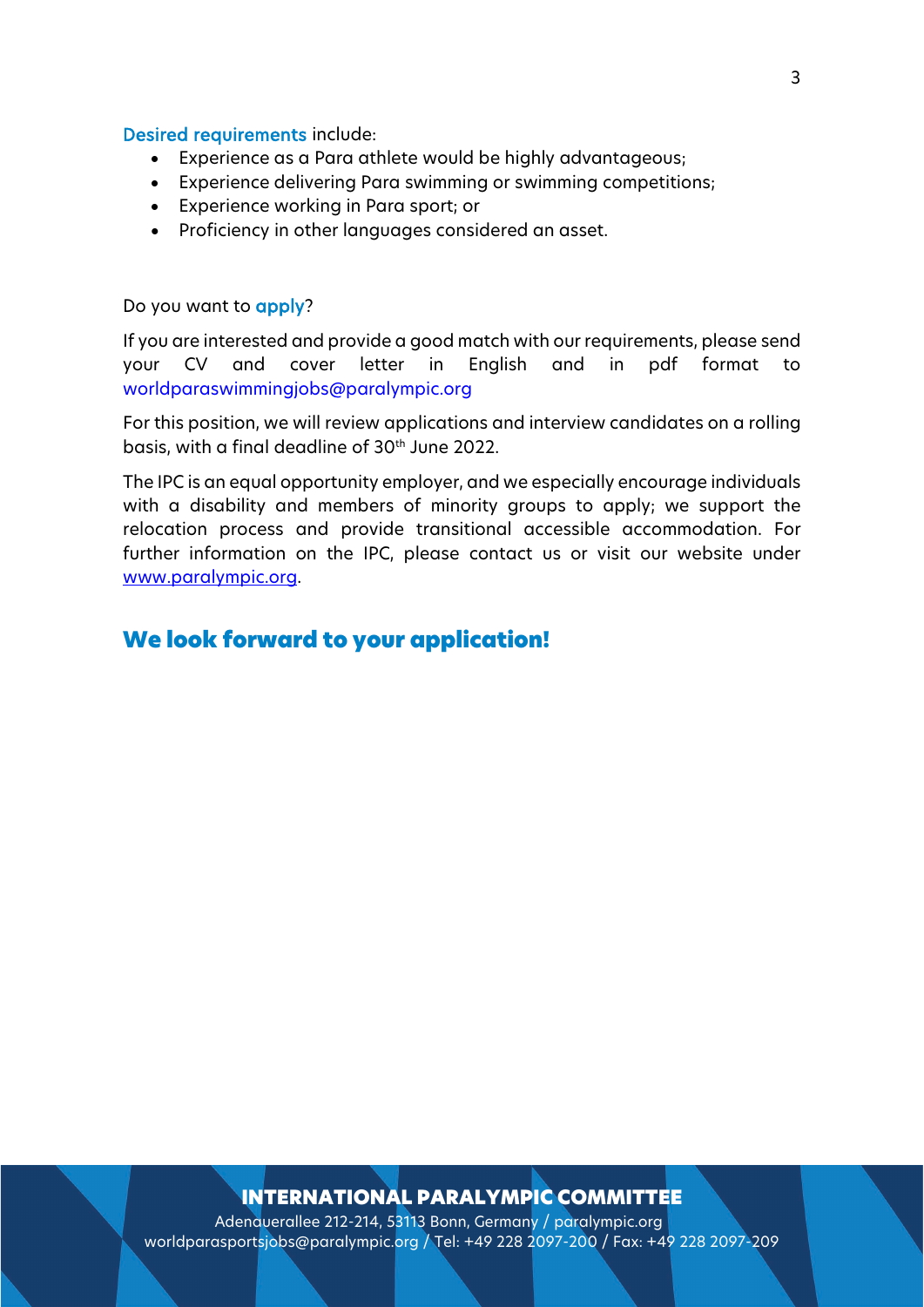Desired requirements include:

- Experience as a Para athlete would be highly advantageous;
- Experience delivering Para swimming or swimming competitions;
- Experience working in Para sport; or
- Proficiency in other languages considered an asset.

Do you want to **apply**?

If you are interested and provide a good match with our requirements, please send your CV and cover letter in English and in pdf format to worldparaswimmingjobs@paralympic.org

For this position, we will review applications and interview candidates on a rolling basis, with a final deadline of 30th June 2022.

The IPC is an equal opportunity employer, and we especially encourage individuals with a disability and members of minority groups to apply; we support the relocation process and provide transitional accessible accommodation. For further information on the IPC, please contact us or visit our website under www.paralympic.org.

## We look forward to your application!

**INTERNATIONAL PARALYMPIC COMMITTEE**

Adenauerallee 212-214, 53113 Bonn, Germany / paralympic.org
worldparasportsjobs@paralympic.org / Tel: +49 228 2097-200 / Fax: +49 228 2097-209